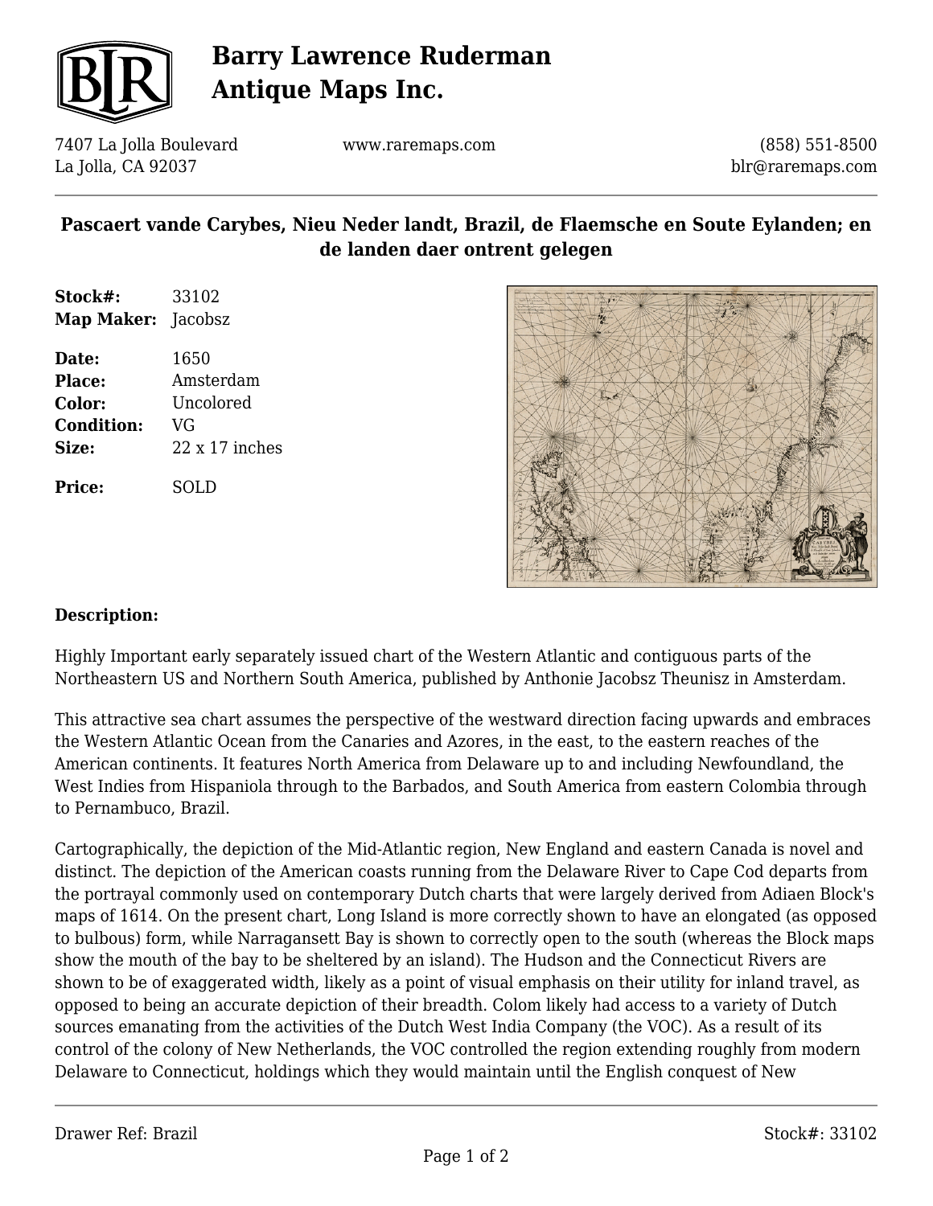# Barry Lawrence Ruderman Antique Maps Inc.

7407 La Jolla Boulevard
La Jolla, CA 92037

www.raremaps.com

(858) 551-8500
blr@raremaps.com

## Pascaert vande Carybes, Nieu Neder landt, Brazil, de Flaemsche en Soute Eylanden; en de landen daer ontrent gelegen

**Stock#:** 33102
**Map Maker:** Jacobsz

**Date:** 1650
**Place:** Amsterdam
**Color:** Uncolored
**Condition:** VG
**Size:** 22 x 17 inches

**Price:** SOLD

### Description:

Highly Important early separately issued chart of the Western Atlantic and contiguous parts of the Northeastern US and Northern South America, published by Anthonie Jacobsz Theunisz in Amsterdam.

This attractive sea chart assumes the perspective of the westward direction facing upwards and embraces the Western Atlantic Ocean from the Canaries and Azores, in the east, to the eastern reaches of the American continents. It features North America from Delaware up to and including Newfoundland, the West Indies from Hispaniola through to the Barbados, and South America from eastern Colombia through to Pernambuco, Brazil.

Cartographically, the depiction of the Mid-Atlantic region, New England and eastern Canada is novel and distinct. The depiction of the American coasts running from the Delaware River to Cape Cod departs from the portrayal commonly used on contemporary Dutch charts that were largely derived from Adiaen Block's maps of 1614. On the present chart, Long Island is more correctly shown to have an elongated (as opposed to bulbous) form, while Narragansett Bay is shown to correctly open to the south (whereas the Block maps show the mouth of the bay to be sheltered by an island). The Hudson and the Connecticut Rivers are shown to be of exaggerated width, likely as a point of visual emphasis on their utility for inland travel, as opposed to being an accurate depiction of their breadth. Colom likely had access to a variety of Dutch sources emanating from the activities of the Dutch West India Company (the VOC). As a result of its control of the colony of New Netherlands, the VOC controlled the region extending roughly from modern Delaware to Connecticut, holdings which they would maintain until the English conquest of New

Drawer Ref: Brazil

Stock#: 33102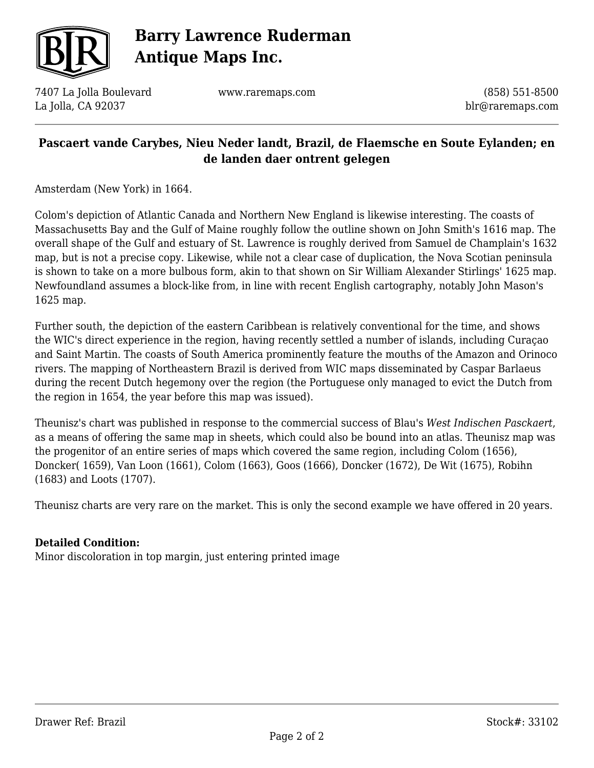## Pascaert vande Carybes, Nieu Neder landt, Brazil, de Flaemsche en Soute Eylanden; en de landen daer ontrent gelegen

Amsterdam (New York) in 1664.

Colom's depiction of Atlantic Canada and Northern New England is likewise interesting. The coasts of Massachusetts Bay and the Gulf of Maine roughly follow the outline shown on John Smith's 1616 map. The overall shape of the Gulf and estuary of St. Lawrence is roughly derived from Samuel de Champlain's 1632 map, but is not a precise copy. Likewise, while not a clear case of duplication, the Nova Scotian peninsula is shown to take on a more bulbous form, akin to that shown on Sir William Alexander Stirlings' 1625 map. Newfoundland assumes a block-like from, in line with recent English cartography, notably John Mason's 1625 map.

Further south, the depiction of the eastern Caribbean is relatively conventional for the time, and shows the WIC's direct experience in the region, having recently settled a number of islands, including Curaçao and Saint Martin. The coasts of South America prominently feature the mouths of the Amazon and Orinoco rivers. The mapping of Northeastern Brazil is derived from WIC maps disseminated by Caspar Barlaeus during the recent Dutch hegemony over the region (the Portuguese only managed to evict the Dutch from the region in 1654, the year before this map was issued).

Theunisz's chart was published in response to the commercial success of Blau's *West Indischen Pasckaert*, as a means of offering the same map in sheets, which could also be bound into an atlas. Theunisz map was the progenitor of an entire series of maps which covered the same region, including Colom (1656), Doncker( 1659), Van Loon (1661), Colom (1663), Goos (1666), Doncker (1672), De Wit (1675), Robihn (1683) and Loots (1707).

Theunisz charts are very rare on the market. This is only the second example we have offered in 20 years.

**Detailed Condition:**
Minor discoloration in top margin, just entering printed image

Drawer Ref: Brazil

Stock#: 33102